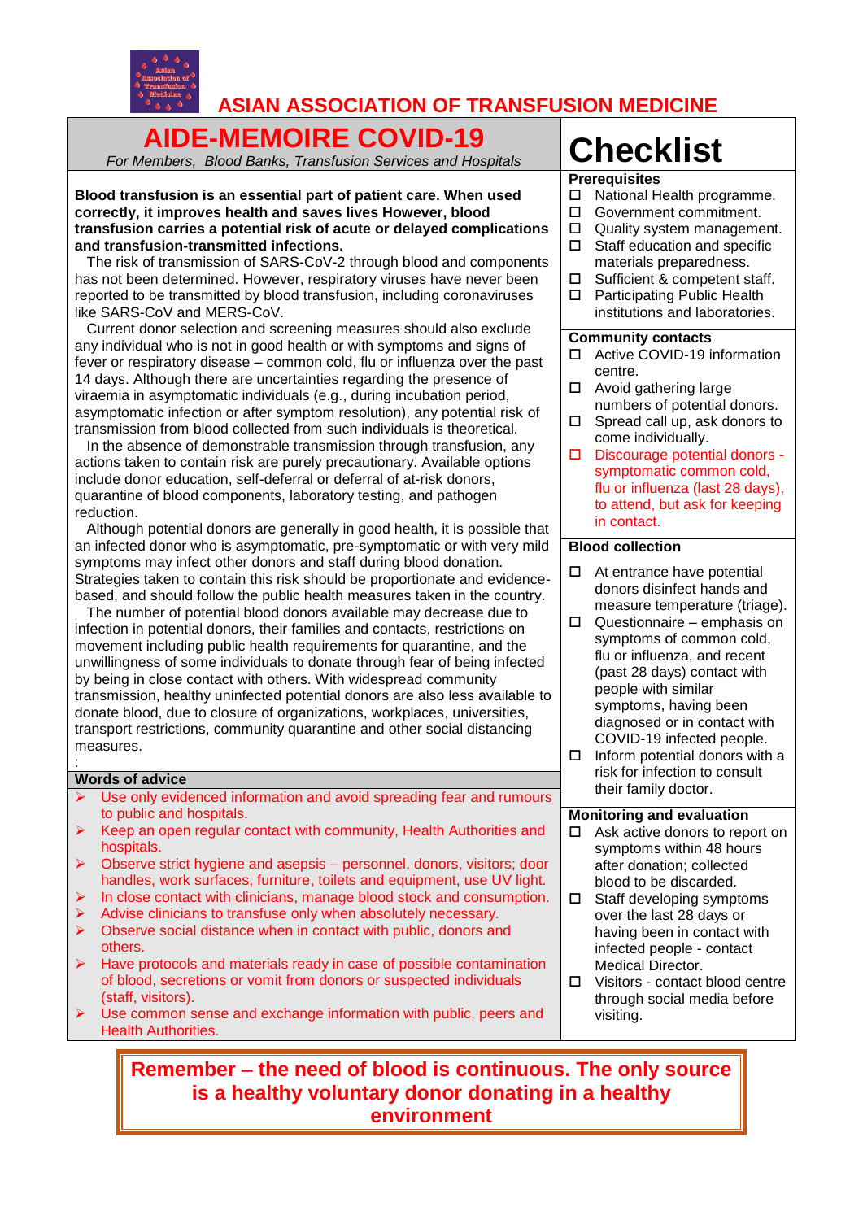# ASIAN ASSOCIATION OF TRANSFUSION MEDICINE

# AIDE-MEMOIRE COVID-19

*For Members, Blood Banks, Transfusion Services and Hospitals*

**Blood transfusion is an essential part of patient care. When used correctly, it improves health and saves lives However, blood transfusion carries a potential risk of acute or delayed complications and transfusion-transmitted infections.**

The risk of transmission of SARS-CoV-2 through blood and components has not been determined. However, respiratory viruses have never been reported to be transmitted by blood transfusion, including coronaviruses like SARS-CoV and MERS-CoV.

Current donor selection and screening measures should also exclude any individual who is not in good health or with symptoms and signs of fever or respiratory disease – common cold, flu or influenza over the past 14 days. Although there are uncertainties regarding the presence of viraemia in asymptomatic individuals (e.g., during incubation period, asymptomatic infection or after symptom resolution), any potential risk of transmission from blood collected from such individuals is theoretical.

In the absence of demonstrable transmission through transfusion, any actions taken to contain risk are purely precautionary. Available options include donor education, self-deferral or deferral of at-risk donors, quarantine of blood components, laboratory testing, and pathogen reduction.

Although potential donors are generally in good health, it is possible that an infected donor who is asymptomatic, pre-symptomatic or with very mild symptoms may infect other donors and staff during blood donation. Strategies taken to contain this risk should be proportionate and evidence-based, and should follow the public health measures taken in the country.

The number of potential blood donors available may decrease due to infection in potential donors, their families and contacts, restrictions on movement including public health requirements for quarantine, and the unwillingness of some individuals to donate through fear of being infected by being in close contact with others. With widespread community transmission, healthy uninfected potential donors are also less available to donate blood, due to closure of organizations, workplaces, universities, transport restrictions, community quarantine and other social distancing measures.

:

## Words of advice

- Use only evidenced information and avoid spreading fear and rumours to public and hospitals.
- Keep an open regular contact with community, Health Authorities and hospitals.
- Observe strict hygiene and asepsis – personnel, donors, visitors; door handles, work surfaces, furniture, toilets and equipment, use UV light.
- In close contact with clinicians, manage blood stock and consumption.
- Advise clinicians to transfuse only when absolutely necessary.
- Observe social distance when in contact with public, donors and others.
- Have protocols and materials ready in case of possible contamination of blood, secretions or vomit from donors or suspected individuals (staff, visitors).
- Use common sense and exchange information with public, peers and Health Authorities.

# Checklist

## Prerequisites

- ☐ National Health programme.
- ☐ Government commitment.
- ☐ Quality system management.
- ☐ Staff education and specific materials preparedness.
- ☐ Sufficient & competent staff.
- ☐ Participating Public Health institutions and laboratories.

## Community contacts

- ☐ Active COVID-19 information centre.
- ☐ Avoid gathering large numbers of potential donors.
- ☐ Spread call up, ask donors to come individually.
- ☐ Discourage potential donors - symptomatic common cold, flu or influenza (last 28 days), to attend, but ask for keeping in contact.

## Blood collection

- ☐ At entrance have potential donors disinfect hands and measure temperature (triage).
- ☐ Questionnaire – emphasis on symptoms of common cold, flu or influenza, and recent (past 28 days) contact with people with similar symptoms, having been diagnosed or in contact with COVID-19 infected people.
- ☐ Inform potential donors with a risk for infection to consult their family doctor.

## Monitoring and evaluation

- ☐ Ask active donors to report on symptoms within 48 hours after donation; collected blood to be discarded.
- ☐ Staff developing symptoms over the last 28 days or having been in contact with infected people - contact Medical Director.
- ☐ Visitors - contact blood centre through social media before visiting.

**Remember – the need of blood is continuous. The only source is a healthy voluntary donor donating in a healthy environment**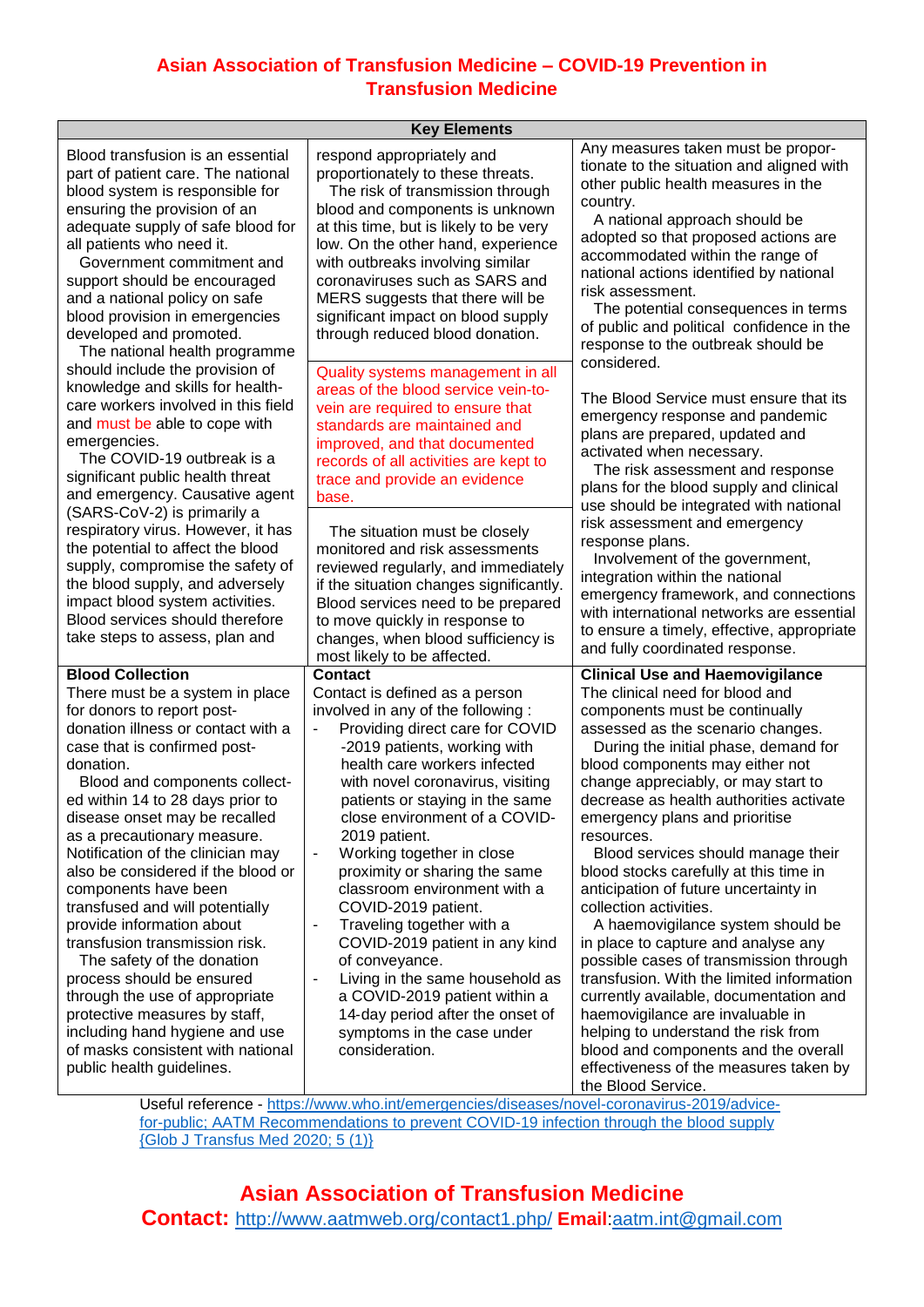# Asian Association of Transfusion Medicine – COVID-19 Prevention in Transfusion Medicine

## Key Elements

Blood transfusion is an essential part of patient care. The national blood system is responsible for ensuring the provision of an adequate supply of safe blood for all patients who need it.

Government commitment and support should be encouraged and a national policy on safe blood provision in emergencies developed and promoted.

The national health programme should include the provision of knowledge and skills for health-care workers involved in this field and must be able to cope with emergencies.

The COVID-19 outbreak is a significant public health threat and emergency. Causative agent (SARS-CoV-2) is primarily a respiratory virus. However, it has the potential to affect the blood supply, compromise the safety of the blood supply, and adversely impact blood system activities. Blood services should therefore take steps to assess, plan and respond appropriately and proportionately to these threats.

The risk of transmission through blood and components is unknown at this time, but is likely to be very low. On the other hand, experience with outbreaks involving similar coronaviruses such as SARS and MERS suggests that there will be significant impact on blood supply through reduced blood donation.

Quality systems management in all areas of the blood service vein-to-vein are required to ensure that standards are maintained and improved, and that documented records of all activities are kept to trace and provide an evidence base.

The situation must be closely monitored and risk assessments reviewed regularly, and immediately if the situation changes significantly. Blood services need to be prepared to move quickly in response to changes, when blood sufficiency is most likely to be affected.

Any measures taken must be proportionate to the situation and aligned with other public health measures in the country.

A national approach should be adopted so that proposed actions are accommodated within the range of national actions identified by national risk assessment.

The potential consequences in terms of public and political confidence in the response to the outbreak should be considered.

The Blood Service must ensure that its emergency response and pandemic plans are prepared, updated and activated when necessary.

The risk assessment and response plans for the blood supply and clinical use should be integrated with national risk assessment and emergency response plans.

Involvement of the government, integration within the national emergency framework, and connections with international networks are essential to ensure a timely, effective, appropriate and fully coordinated response.

### Blood Collection

There must be a system in place for donors to report post-donation illness or contact with a case that is confirmed post-donation.

Blood and components collected within 14 to 28 days prior to disease onset may be recalled as a precautionary measure. Notification of the clinician may also be considered if the blood or components have been transfused and will potentially provide information about transfusion transmission risk.

The safety of the donation process should be ensured through the use of appropriate protective measures by staff, including hand hygiene and use of masks consistent with national public health guidelines.

### Contact

Contact is defined as a person involved in any of the following :

- Providing direct care for COVID-2019 patients, working with health care workers infected with novel coronavirus, visiting patients or staying in the same close environment of a COVID-2019 patient.
- Working together in close proximity or sharing the same classroom environment with a COVID-2019 patient.
- Traveling together with a COVID-2019 patient in any kind of conveyance.
- Living in the same household as a COVID-2019 patient within a 14-day period after the onset of symptoms in the case under consideration.

### Clinical Use and Haemovigilance

The clinical need for blood and components must be continually assessed as the scenario changes.

During the initial phase, demand for blood components may either not change appreciably, or may start to decrease as health authorities activate emergency plans and prioritise resources.

Blood services should manage their blood stocks carefully at this time in anticipation of future uncertainty in collection activities.

A haemovigilance system should be in place to capture and analyse any possible cases of transmission through transfusion. With the limited information currently available, documentation and haemovigilance are invaluable in helping to understand the risk from blood and components and the overall effectiveness of the measures taken by the Blood Service.

Useful reference - https://www.who.int/emergencies/diseases/novel-coronavirus-2019/advice-for-public; AATM Recommendations to prevent COVID-19 infection through the blood supply {Glob J Transfus Med 2020; 5 (1)}

## Asian Association of Transfusion Medicine

**Contact:** http://www.aatmweb.org/contact1.php/ **Email**:aatm.int@gmail.com